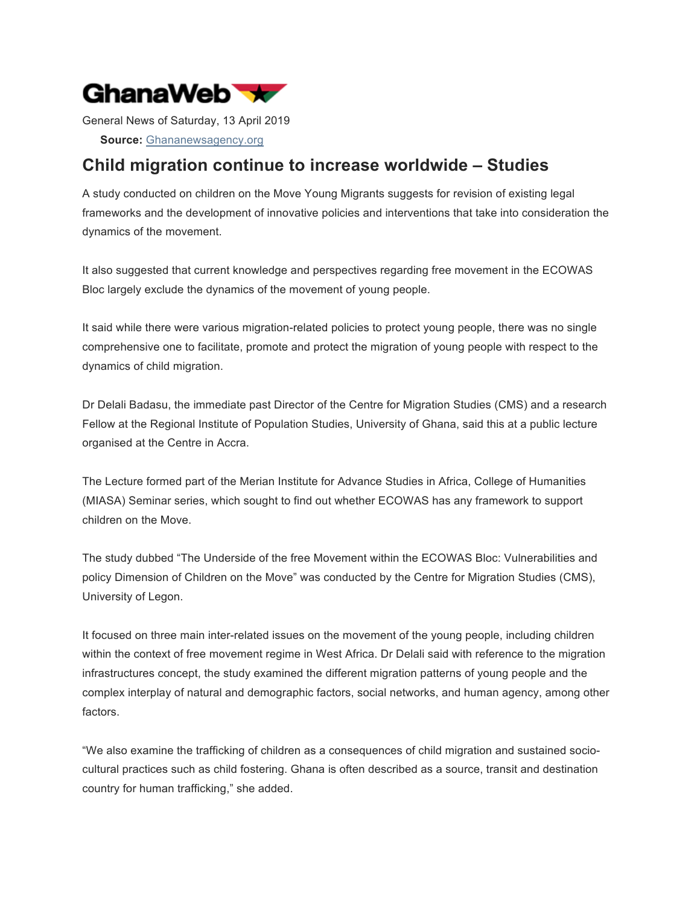GhanaWeb

General News of Saturday, 13 April 2019

**Source:** Ghananewsagency.org

# Child migration continue to increase worldwide – Studies

A study conducted on children on the Move Young Migrants suggests for revision of existing legal frameworks and the development of innovative policies and interventions that take into consideration the dynamics of the movement.

It also suggested that current knowledge and perspectives regarding free movement in the ECOWAS Bloc largely exclude the dynamics of the movement of young people.

It said while there were various migration-related policies to protect young people, there was no single comprehensive one to facilitate, promote and protect the migration of young people with respect to the dynamics of child migration.

Dr Delali Badasu, the immediate past Director of the Centre for Migration Studies (CMS) and a research Fellow at the Regional Institute of Population Studies, University of Ghana, said this at a public lecture organised at the Centre in Accra.

The Lecture formed part of the Merian Institute for Advance Studies in Africa, College of Humanities (MIASA) Seminar series, which sought to find out whether ECOWAS has any framework to support children on the Move.

The study dubbed "The Underside of the free Movement within the ECOWAS Bloc: Vulnerabilities and policy Dimension of Children on the Move" was conducted by the Centre for Migration Studies (CMS), University of Legon.

It focused on three main inter-related issues on the movement of the young people, including children within the context of free movement regime in West Africa. Dr Delali said with reference to the migration infrastructures concept, the study examined the different migration patterns of young people and the complex interplay of natural and demographic factors, social networks, and human agency, among other factors.

"We also examine the trafficking of children as a consequences of child migration and sustained socio-cultural practices such as child fostering. Ghana is often described as a source, transit and destination country for human trafficking," she added.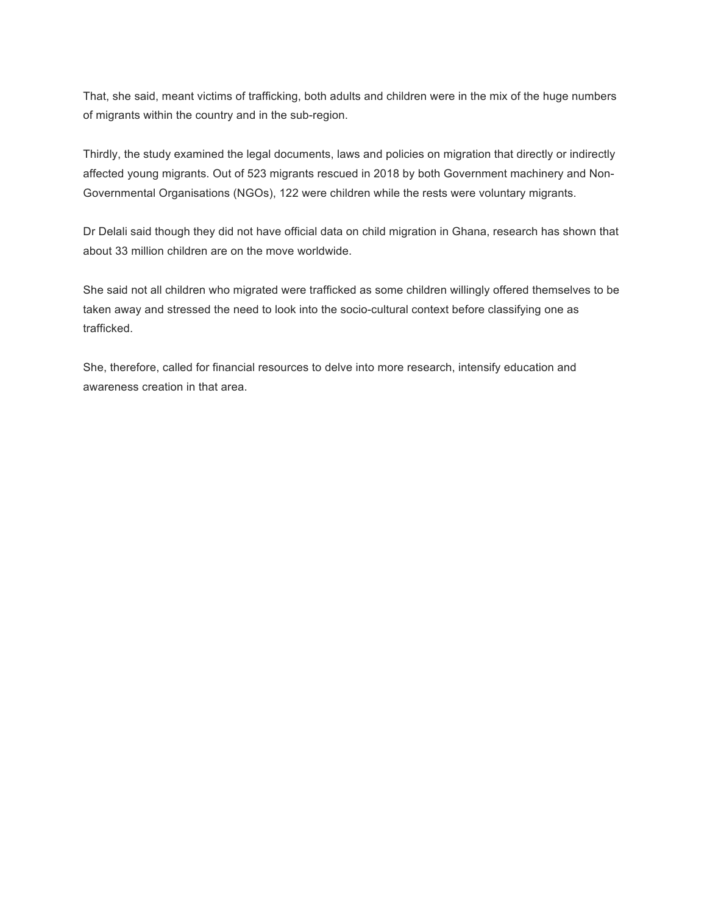That, she said, meant victims of trafficking, both adults and children were in the mix of the huge numbers of migrants within the country and in the sub-region.

Thirdly, the study examined the legal documents, laws and policies on migration that directly or indirectly affected young migrants. Out of 523 migrants rescued in 2018 by both Government machinery and Non-Governmental Organisations (NGOs), 122 were children while the rests were voluntary migrants.

Dr Delali said though they did not have official data on child migration in Ghana, research has shown that about 33 million children are on the move worldwide.

She said not all children who migrated were trafficked as some children willingly offered themselves to be taken away and stressed the need to look into the socio-cultural context before classifying one as trafficked.

She, therefore, called for financial resources to delve into more research, intensify education and awareness creation in that area.